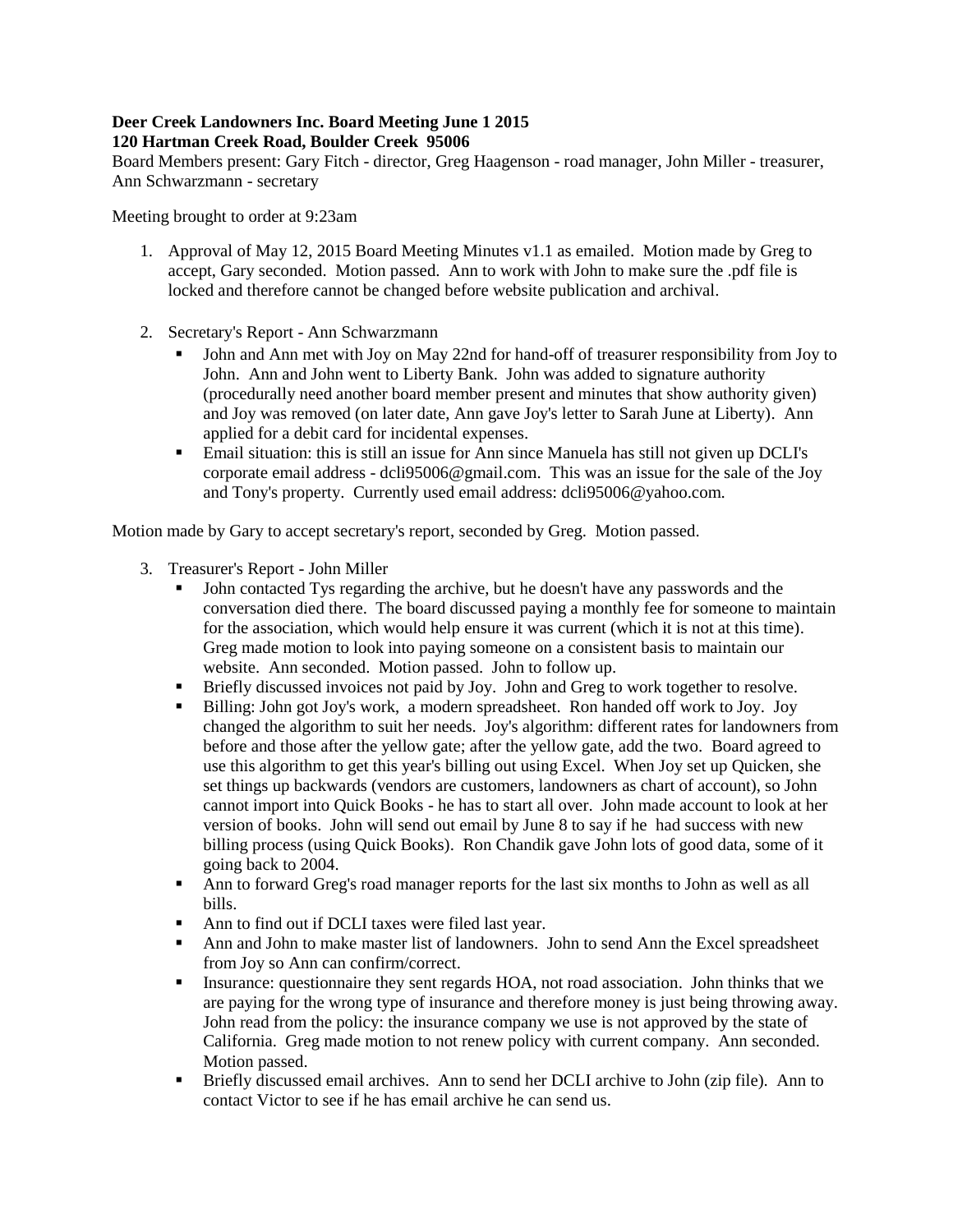**Deer Creek Landowners Inc. Board Meeting June 1 2015**
**120 Hartman Creek Road, Boulder Creek 95006**

Board Members present: Gary Fitch - director, Greg Haagenson - road manager, John Miller - treasurer, Ann Schwarzmann - secretary

Meeting brought to order at 9:23am

1. Approval of May 12, 2015 Board Meeting Minutes v1.1 as emailed. Motion made by Greg to accept, Gary seconded. Motion passed. Ann to work with John to make sure the .pdf file is locked and therefore cannot be changed before website publication and archival.

2. Secretary's Report - Ann Schwarzmann
   - John and Ann met with Joy on May 22nd for hand-off of treasurer responsibility from Joy to John. Ann and John went to Liberty Bank. John was added to signature authority (procedurally need another board member present and minutes that show authority given) and Joy was removed (on later date, Ann gave Joy's letter to Sarah June at Liberty). Ann applied for a debit card for incidental expenses.
   - Email situation: this is still an issue for Ann since Manuela has still not given up DCLI's corporate email address - dcli95006@gmail.com. This was an issue for the sale of the Joy and Tony's property. Currently used email address: dcli95006@yahoo.com.

Motion made by Gary to accept secretary's report, seconded by Greg. Motion passed.

3. Treasurer's Report - John Miller
   - John contacted Tys regarding the archive, but he doesn't have any passwords and the conversation died there. The board discussed paying a monthly fee for someone to maintain for the association, which would help ensure it was current (which it is not at this time). Greg made motion to look into paying someone on a consistent basis to maintain our website. Ann seconded. Motion passed. John to follow up.
   - Briefly discussed invoices not paid by Joy. John and Greg to work together to resolve.
   - Billing: John got Joy's work, a modern spreadsheet. Ron handed off work to Joy. Joy changed the algorithm to suit her needs. Joy's algorithm: different rates for landowners from before and those after the yellow gate; after the yellow gate, add the two. Board agreed to use this algorithm to get this year's billing out using Excel. When Joy set up Quicken, she set things up backwards (vendors are customers, landowners as chart of account), so John cannot import into Quick Books - he has to start all over. John made account to look at her version of books. John will send out email by June 8 to say if he had success with new billing process (using Quick Books). Ron Chandik gave John lots of good data, some of it going back to 2004.
   - Ann to forward Greg's road manager reports for the last six months to John as well as all bills.
   - Ann to find out if DCLI taxes were filed last year.
   - Ann and John to make master list of landowners. John to send Ann the Excel spreadsheet from Joy so Ann can confirm/correct.
   - Insurance: questionnaire they sent regards HOA, not road association. John thinks that we are paying for the wrong type of insurance and therefore money is just being throwing away. John read from the policy: the insurance company we use is not approved by the state of California. Greg made motion to not renew policy with current company. Ann seconded. Motion passed.
   - Briefly discussed email archives. Ann to send her DCLI archive to John (zip file). Ann to contact Victor to see if he has email archive he can send us.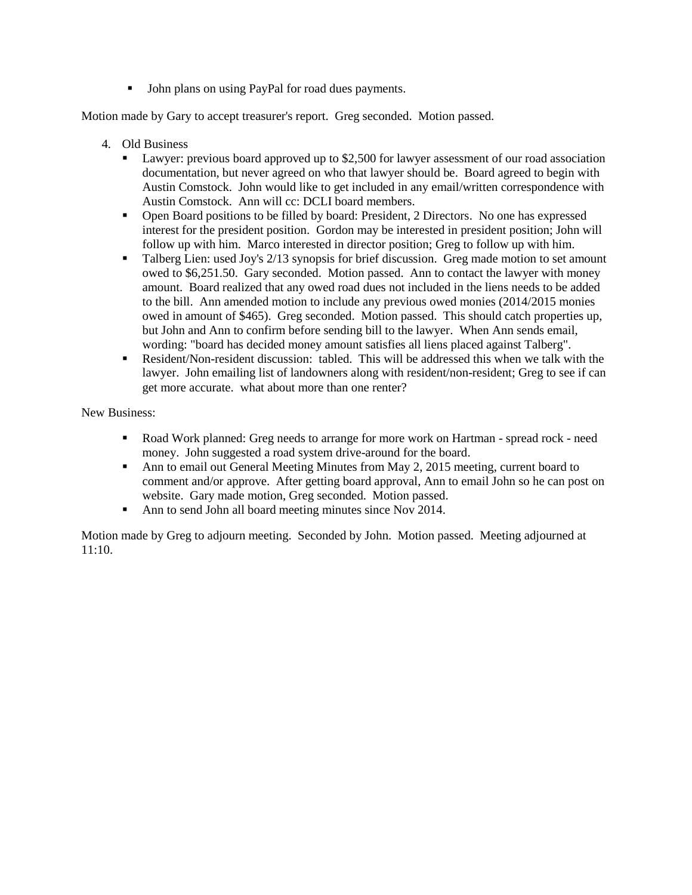- John plans on using PayPal for road dues payments.

Motion made by Gary to accept treasurer's report. Greg seconded. Motion passed.

4. Old Business
   - Lawyer: previous board approved up to $2,500 for lawyer assessment of our road association documentation, but never agreed on who that lawyer should be. Board agreed to begin with Austin Comstock. John would like to get included in any email/written correspondence with Austin Comstock. Ann will cc: DCLI board members.
   - Open Board positions to be filled by board: President, 2 Directors. No one has expressed interest for the president position. Gordon may be interested in president position; John will follow up with him. Marco interested in director position; Greg to follow up with him.
   - Talberg Lien: used Joy's 2/13 synopsis for brief discussion. Greg made motion to set amount owed to $6,251.50. Gary seconded. Motion passed. Ann to contact the lawyer with money amount. Board realized that any owed road dues not included in the liens needs to be added to the bill. Ann amended motion to include any previous owed monies (2014/2015 monies owed in amount of $465). Greg seconded. Motion passed. This should catch properties up, but John and Ann to confirm before sending bill to the lawyer. When Ann sends email, wording: "board has decided money amount satisfies all liens placed against Talberg".
   - Resident/Non-resident discussion: tabled. This will be addressed this when we talk with the lawyer. John emailing list of landowners along with resident/non-resident; Greg to see if can get more accurate. what about more than one renter?

New Business:

- Road Work planned: Greg needs to arrange for more work on Hartman - spread rock - need money. John suggested a road system drive-around for the board.
- Ann to email out General Meeting Minutes from May 2, 2015 meeting, current board to comment and/or approve. After getting board approval, Ann to email John so he can post on website. Gary made motion, Greg seconded. Motion passed.
- Ann to send John all board meeting minutes since Nov 2014.

Motion made by Greg to adjourn meeting. Seconded by John. Motion passed. Meeting adjourned at 11:10.